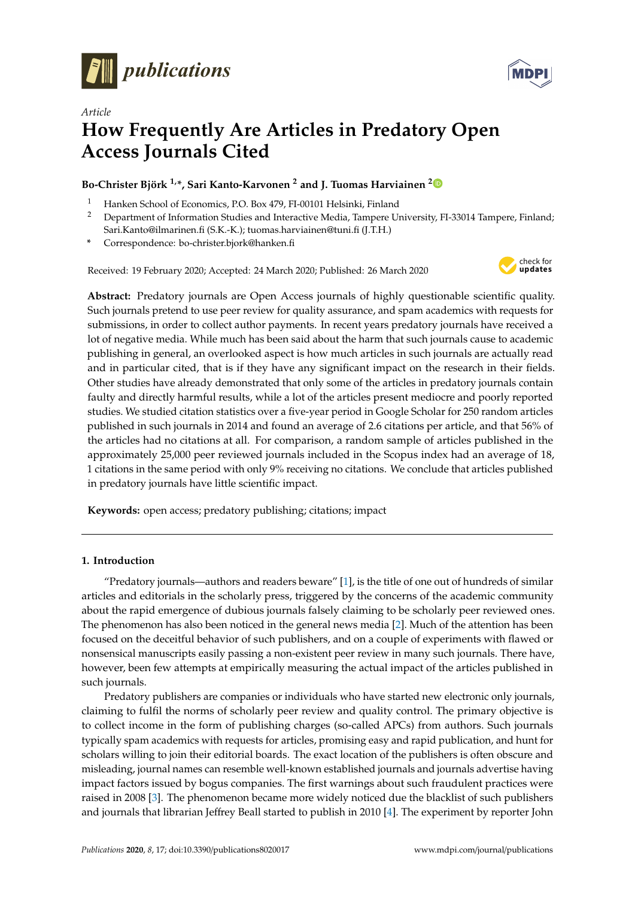*publications*

*Article*

# How Frequently Are Articles in Predatory Open Access Journals Cited

**Bo-Christer Björk [1,*], Sari Kanto-Karvonen [2] and J. Tuomas Harviainen [2]**

[1] Hanken School of Economics, P.O. Box 479, FI-00101 Helsinki, Finland

[2] Department of Information Studies and Interactive Media, Tampere University, FI-33014 Tampere, Finland; Sari.Kanto@ilmarinen.fi (S.K.-K.); tuomas.harviainen@tuni.fi (J.T.H.)

[*] Correspondence: bo-christer.bjork@hanken.fi

Received: 19 February 2020; Accepted: 24 March 2020; Published: 26 March 2020

**Abstract:** Predatory journals are Open Access journals of highly questionable scientific quality. Such journals pretend to use peer review for quality assurance, and spam academics with requests for submissions, in order to collect author payments. In recent years predatory journals have received a lot of negative media. While much has been said about the harm that such journals cause to academic publishing in general, an overlooked aspect is how much articles in such journals are actually read and in particular cited, that is if they have any significant impact on the research in their fields. Other studies have already demonstrated that only some of the articles in predatory journals contain faulty and directly harmful results, while a lot of the articles present mediocre and poorly reported studies. We studied citation statistics over a five-year period in Google Scholar for 250 random articles published in such journals in 2014 and found an average of 2.6 citations per article, and that 56% of the articles had no citations at all. For comparison, a random sample of articles published in the approximately 25,000 peer reviewed journals included in the Scopus index had an average of 18, 1 citations in the same period with only 9% receiving no citations. We conclude that articles published in predatory journals have little scientific impact.

**Keywords:** open access; predatory publishing; citations; impact

## 1. Introduction

"Predatory journals—authors and readers beware" [1], is the title of one out of hundreds of similar articles and editorials in the scholarly press, triggered by the concerns of the academic community about the rapid emergence of dubious journals falsely claiming to be scholarly peer reviewed ones. The phenomenon has also been noticed in the general news media [2]. Much of the attention has been focused on the deceitful behavior of such publishers, and on a couple of experiments with flawed or nonsensical manuscripts easily passing a non-existent peer review in many such journals. There have, however, been few attempts at empirically measuring the actual impact of the articles published in such journals.

Predatory publishers are companies or individuals who have started new electronic only journals, claiming to fulfil the norms of scholarly peer review and quality control. The primary objective is to collect income in the form of publishing charges (so-called APCs) from authors. Such journals typically spam academics with requests for articles, promising easy and rapid publication, and hunt for scholars willing to join their editorial boards. The exact location of the publishers is often obscure and misleading, journal names can resemble well-known established journals and journals advertise having impact factors issued by bogus companies. The first warnings about such fraudulent practices were raised in 2008 [3]. The phenomenon became more widely noticed due the blacklist of such publishers and journals that librarian Jeffrey Beall started to publish in 2010 [4]. The experiment by reporter John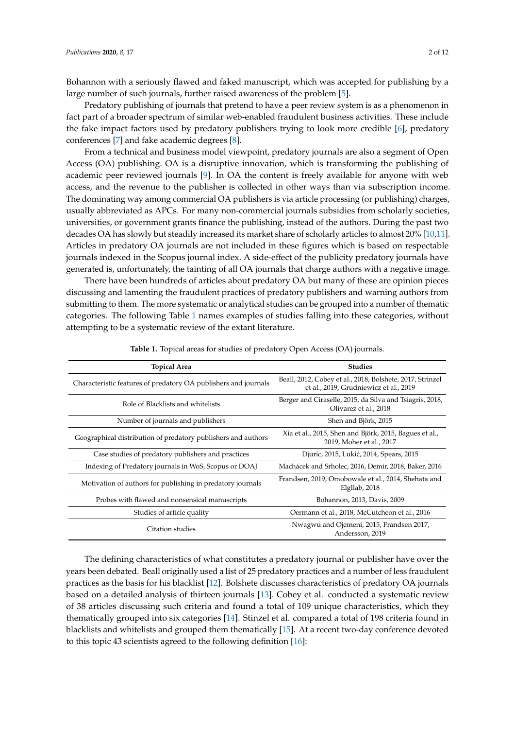Bohannon with a seriously flawed and faked manuscript, which was accepted for publishing by a large number of such journals, further raised awareness of the problem [5].

Predatory publishing of journals that pretend to have a peer review system is as a phenomenon in fact part of a broader spectrum of similar web-enabled fraudulent business activities. These include the fake impact factors used by predatory publishers trying to look more credible [6], predatory conferences [7] and fake academic degrees [8].

From a technical and business model viewpoint, predatory journals are also a segment of Open Access (OA) publishing. OA is a disruptive innovation, which is transforming the publishing of academic peer reviewed journals [9]. In OA the content is freely available for anyone with web access, and the revenue to the publisher is collected in other ways than via subscription income. The dominating way among commercial OA publishers is via article processing (or publishing) charges, usually abbreviated as APCs. For many non-commercial journals subsidies from scholarly societies, universities, or government grants finance the publishing, instead of the authors. During the past two decades OA has slowly but steadily increased its market share of scholarly articles to almost 20% [10,11]. Articles in predatory OA journals are not included in these figures which is based on respectable journals indexed in the Scopus journal index. A side-effect of the publicity predatory journals have generated is, unfortunately, the tainting of all OA journals that charge authors with a negative image.

There have been hundreds of articles about predatory OA but many of these are opinion pieces discussing and lamenting the fraudulent practices of predatory publishers and warning authors from submitting to them. The more systematic or analytical studies can be grouped into a number of thematic categories. The following Table 1 names examples of studies falling into these categories, without attempting to be a systematic review of the extant literature.

**Table 1.** Topical areas for studies of predatory Open Access (OA) journals.

| Topical Area | Studies |
|---|---|
| Characteristic features of predatory OA publishers and journals | Beall, 2012, Cobey et al., 2018, Bolshete, 2017, Strinzel et al., 2019, Grudniewicz et al., 2019 |
| Role of Blacklists and whitelists | Berger and Ciraselle, 2015, da Silva and Tsiagris, 2018, Olivarez et al., 2018 |
| Number of journals and publishers | Shen and Björk, 2015 |
| Geographical distribution of predatory publishers and authors | Xia et al., 2015, Shen and Björk, 2015, Bagues et al., 2019, Moher et al., 2017 |
| Case studies of predatory publishers and practices | Djuric, 2015, Lukić, 2014, Spears, 2015 |
| Indexing of Predatory journals in WoS, Scopus or DOAJ | Machácek and Srholec, 2016, Demir, 2018, Baker, 2016 |
| Motivation of authors for publishing in predatory journals | Frandsen, 2019, Omobowale et al., 2014, Shehata and Elgllab, 2018 |
| Probes with flawed and nonsensical manuscripts | Bohannon, 2013, Davis, 2009 |
| Studies of article quality | Oermann et al., 2018, McCutcheon et al., 2016 |
| Citation studies | Nwagwu and Ojemeni, 2015, Frandsen 2017, Andersson, 2019 |

The defining characteristics of what constitutes a predatory journal or publisher have over the years been debated. Beall originally used a list of 25 predatory practices and a number of less fraudulent practices as the basis for his blacklist [12]. Bolshete discusses characteristics of predatory OA journals based on a detailed analysis of thirteen journals [13]. Cobey et al. conducted a systematic review of 38 articles discussing such criteria and found a total of 109 unique characteristics, which they thematically grouped into six categories [14]. Stinzel et al. compared a total of 198 criteria found in blacklists and whitelists and grouped them thematically [15]. At a recent two-day conference devoted to this topic 43 scientists agreed to the following definition [16]: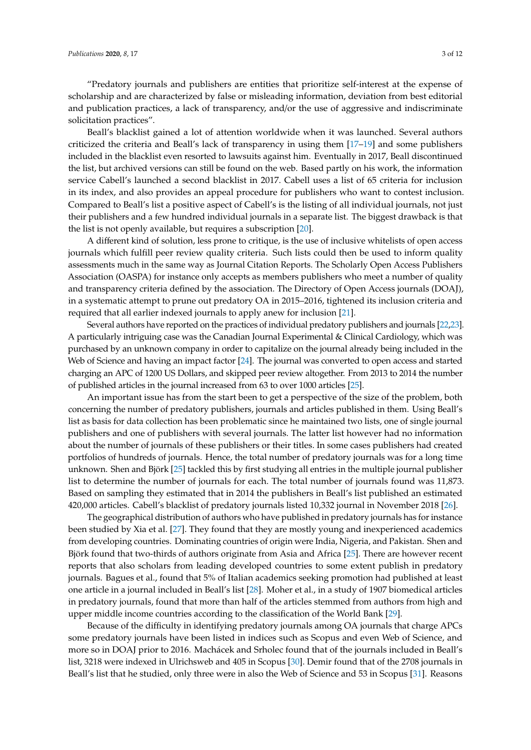"Predatory journals and publishers are entities that prioritize self-interest at the expense of scholarship and are characterized by false or misleading information, deviation from best editorial and publication practices, a lack of transparency, and/or the use of aggressive and indiscriminate solicitation practices".

Beall's blacklist gained a lot of attention worldwide when it was launched. Several authors criticized the criteria and Beall's lack of transparency in using them [17–19] and some publishers included in the blacklist even resorted to lawsuits against him. Eventually in 2017, Beall discontinued the list, but archived versions can still be found on the web. Based partly on his work, the information service Cabell's launched a second blacklist in 2017. Cabell uses a list of 65 criteria for inclusion in its index, and also provides an appeal procedure for publishers who want to contest inclusion. Compared to Beall's list a positive aspect of Cabell's is the listing of all individual journals, not just their publishers and a few hundred individual journals in a separate list. The biggest drawback is that the list is not openly available, but requires a subscription [20].

A different kind of solution, less prone to critique, is the use of inclusive whitelists of open access journals which fulfill peer review quality criteria. Such lists could then be used to inform quality assessments much in the same way as Journal Citation Reports. The Scholarly Open Access Publishers Association (OASPA) for instance only accepts as members publishers who meet a number of quality and transparency criteria defined by the association. The Directory of Open Access journals (DOAJ), in a systematic attempt to prune out predatory OA in 2015–2016, tightened its inclusion criteria and required that all earlier indexed journals to apply anew for inclusion [21].

Several authors have reported on the practices of individual predatory publishers and journals [22,23]. A particularly intriguing case was the Canadian Journal Experimental & Clinical Cardiology, which was purchased by an unknown company in order to capitalize on the journal already being included in the Web of Science and having an impact factor [24]. The journal was converted to open access and started charging an APC of 1200 US Dollars, and skipped peer review altogether. From 2013 to 2014 the number of published articles in the journal increased from 63 to over 1000 articles [25].

An important issue has from the start been to get a perspective of the size of the problem, both concerning the number of predatory publishers, journals and articles published in them. Using Beall's list as basis for data collection has been problematic since he maintained two lists, one of single journal publishers and one of publishers with several journals. The latter list however had no information about the number of journals of these publishers or their titles. In some cases publishers had created portfolios of hundreds of journals. Hence, the total number of predatory journals was for a long time unknown. Shen and Björk [25] tackled this by first studying all entries in the multiple journal publisher list to determine the number of journals for each. The total number of journals found was 11,873. Based on sampling they estimated that in 2014 the publishers in Beall's list published an estimated 420,000 articles. Cabell's blacklist of predatory journals listed 10,332 journal in November 2018 [26].

The geographical distribution of authors who have published in predatory journals has for instance been studied by Xia et al. [27]. They found that they are mostly young and inexperienced academics from developing countries. Dominating countries of origin were India, Nigeria, and Pakistan. Shen and Björk found that two-thirds of authors originate from Asia and Africa [25]. There are however recent reports that also scholars from leading developed countries to some extent publish in predatory journals. Bagues et al., found that 5% of Italian academics seeking promotion had published at least one article in a journal included in Beall's list [28]. Moher et al., in a study of 1907 biomedical articles in predatory journals, found that more than half of the articles stemmed from authors from high and upper middle income countries according to the classification of the World Bank [29].

Because of the difficulty in identifying predatory journals among OA journals that charge APCs some predatory journals have been listed in indices such as Scopus and even Web of Science, and more so in DOAJ prior to 2016. Machácek and Srholec found that of the journals included in Beall's list, 3218 were indexed in Ulrichsweb and 405 in Scopus [30]. Demir found that of the 2708 journals in Beall's list that he studied, only three were in also the Web of Science and 53 in Scopus [31]. Reasons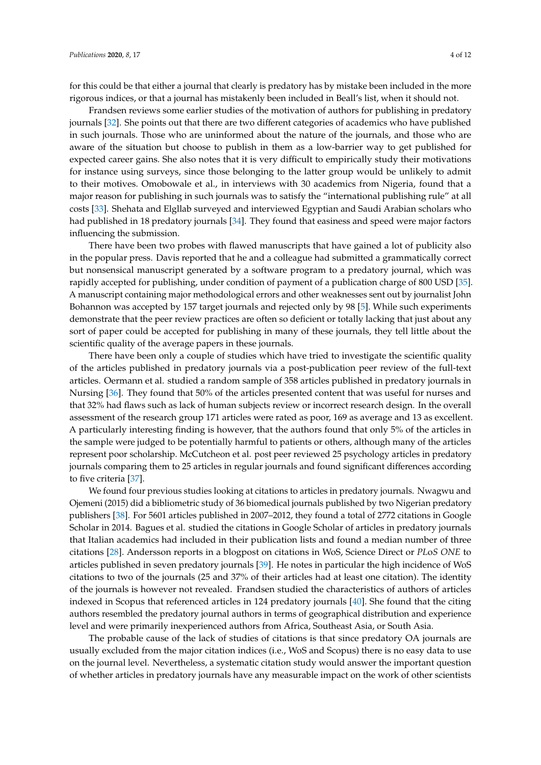for this could be that either a journal that clearly is predatory has by mistake been included in the more rigorous indices, or that a journal has mistakenly been included in Beall's list, when it should not.

Frandsen reviews some earlier studies of the motivation of authors for publishing in predatory journals [32]. She points out that there are two different categories of academics who have published in such journals. Those who are uninformed about the nature of the journals, and those who are aware of the situation but choose to publish in them as a low-barrier way to get published for expected career gains. She also notes that it is very difficult to empirically study their motivations for instance using surveys, since those belonging to the latter group would be unlikely to admit to their motives. Omobowale et al., in interviews with 30 academics from Nigeria, found that a major reason for publishing in such journals was to satisfy the "international publishing rule" at all costs [33]. Shehata and Elgllab surveyed and interviewed Egyptian and Saudi Arabian scholars who had published in 18 predatory journals [34]. They found that easiness and speed were major factors influencing the submission.

There have been two probes with flawed manuscripts that have gained a lot of publicity also in the popular press. Davis reported that he and a colleague had submitted a grammatically correct but nonsensical manuscript generated by a software program to a predatory journal, which was rapidly accepted for publishing, under condition of payment of a publication charge of 800 USD [35]. A manuscript containing major methodological errors and other weaknesses sent out by journalist John Bohannon was accepted by 157 target journals and rejected only by 98 [5]. While such experiments demonstrate that the peer review practices are often so deficient or totally lacking that just about any sort of paper could be accepted for publishing in many of these journals, they tell little about the scientific quality of the average papers in these journals.

There have been only a couple of studies which have tried to investigate the scientific quality of the articles published in predatory journals via a post-publication peer review of the full-text articles. Oermann et al. studied a random sample of 358 articles published in predatory journals in Nursing [36]. They found that 50% of the articles presented content that was useful for nurses and that 32% had flaws such as lack of human subjects review or incorrect research design. In the overall assessment of the research group 171 articles were rated as poor, 169 as average and 13 as excellent. A particularly interesting finding is however, that the authors found that only 5% of the articles in the sample were judged to be potentially harmful to patients or others, although many of the articles represent poor scholarship. McCutcheon et al. post peer reviewed 25 psychology articles in predatory journals comparing them to 25 articles in regular journals and found significant differences according to five criteria [37].

We found four previous studies looking at citations to articles in predatory journals. Nwagwu and Ojemeni (2015) did a bibliometric study of 36 biomedical journals published by two Nigerian predatory publishers [38]. For 5601 articles published in 2007–2012, they found a total of 2772 citations in Google Scholar in 2014. Bagues et al. studied the citations in Google Scholar of articles in predatory journals that Italian academics had included in their publication lists and found a median number of three citations [28]. Andersson reports in a blogpost on citations in WoS, Science Direct or *PLoS ONE* to articles published in seven predatory journals [39]. He notes in particular the high incidence of WoS citations to two of the journals (25 and 37% of their articles had at least one citation). The identity of the journals is however not revealed. Frandsen studied the characteristics of authors of articles indexed in Scopus that referenced articles in 124 predatory journals [40]. She found that the citing authors resembled the predatory journal authors in terms of geographical distribution and experience level and were primarily inexperienced authors from Africa, Southeast Asia, or South Asia.

The probable cause of the lack of studies of citations is that since predatory OA journals are usually excluded from the major citation indices (i.e., WoS and Scopus) there is no easy data to use on the journal level. Nevertheless, a systematic citation study would answer the important question of whether articles in predatory journals have any measurable impact on the work of other scientists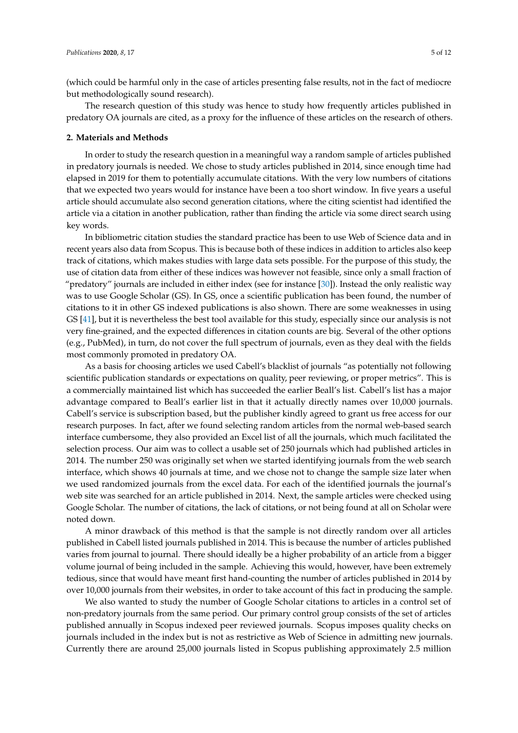(which could be harmful only in the case of articles presenting false results, not in the fact of mediocre but methodologically sound research).

The research question of this study was hence to study how frequently articles published in predatory OA journals are cited, as a proxy for the influence of these articles on the research of others.

## 2. Materials and Methods

In order to study the research question in a meaningful way a random sample of articles published in predatory journals is needed. We chose to study articles published in 2014, since enough time had elapsed in 2019 for them to potentially accumulate citations. With the very low numbers of citations that we expected two years would for instance have been a too short window. In five years a useful article should accumulate also second generation citations, where the citing scientist had identified the article via a citation in another publication, rather than finding the article via some direct search using key words.

In bibliometric citation studies the standard practice has been to use Web of Science data and in recent years also data from Scopus. This is because both of these indices in addition to articles also keep track of citations, which makes studies with large data sets possible. For the purpose of this study, the use of citation data from either of these indices was however not feasible, since only a small fraction of "predatory" journals are included in either index (see for instance [30]). Instead the only realistic way was to use Google Scholar (GS). In GS, once a scientific publication has been found, the number of citations to it in other GS indexed publications is also shown. There are some weaknesses in using GS [41], but it is nevertheless the best tool available for this study, especially since our analysis is not very fine-grained, and the expected differences in citation counts are big. Several of the other options (e.g., PubMed), in turn, do not cover the full spectrum of journals, even as they deal with the fields most commonly promoted in predatory OA.

As a basis for choosing articles we used Cabell's blacklist of journals "as potentially not following scientific publication standards or expectations on quality, peer reviewing, or proper metrics". This is a commercially maintained list which has succeeded the earlier Beall's list. Cabell's list has a major advantage compared to Beall's earlier list in that it actually directly names over 10,000 journals. Cabell's service is subscription based, but the publisher kindly agreed to grant us free access for our research purposes. In fact, after we found selecting random articles from the normal web-based search interface cumbersome, they also provided an Excel list of all the journals, which much facilitated the selection process. Our aim was to collect a usable set of 250 journals which had published articles in 2014. The number 250 was originally set when we started identifying journals from the web search interface, which shows 40 journals at time, and we chose not to change the sample size later when we used randomized journals from the excel data. For each of the identified journals the journal's web site was searched for an article published in 2014. Next, the sample articles were checked using Google Scholar. The number of citations, the lack of citations, or not being found at all on Scholar were noted down.

A minor drawback of this method is that the sample is not directly random over all articles published in Cabell listed journals published in 2014. This is because the number of articles published varies from journal to journal. There should ideally be a higher probability of an article from a bigger volume journal of being included in the sample. Achieving this would, however, have been extremely tedious, since that would have meant first hand-counting the number of articles published in 2014 by over 10,000 journals from their websites, in order to take account of this fact in producing the sample.

We also wanted to study the number of Google Scholar citations to articles in a control set of non-predatory journals from the same period. Our primary control group consists of the set of articles published annually in Scopus indexed peer reviewed journals. Scopus imposes quality checks on journals included in the index but is not as restrictive as Web of Science in admitting new journals. Currently there are around 25,000 journals listed in Scopus publishing approximately 2.5 million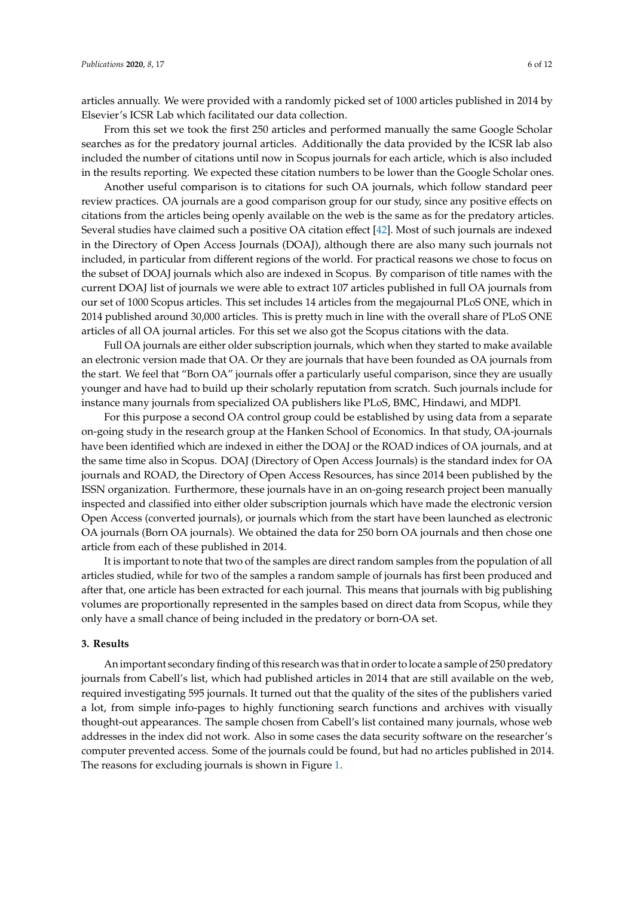articles annually. We were provided with a randomly picked set of 1000 articles published in 2014 by Elsevier's ICSR Lab which facilitated our data collection.

From this set we took the first 250 articles and performed manually the same Google Scholar searches as for the predatory journal articles. Additionally the data provided by the ICSR lab also included the number of citations until now in Scopus journals for each article, which is also included in the results reporting. We expected these citation numbers to be lower than the Google Scholar ones.

Another useful comparison is to citations for such OA journals, which follow standard peer review practices. OA journals are a good comparison group for our study, since any positive effects on citations from the articles being openly available on the web is the same as for the predatory articles. Several studies have claimed such a positive OA citation effect [42]. Most of such journals are indexed in the Directory of Open Access Journals (DOAJ), although there are also many such journals not included, in particular from different regions of the world. For practical reasons we chose to focus on the subset of DOAJ journals which also are indexed in Scopus. By comparison of title names with the current DOAJ list of journals we were able to extract 107 articles published in full OA journals from our set of 1000 Scopus articles. This set includes 14 articles from the megajournal PLoS ONE, which in 2014 published around 30,000 articles. This is pretty much in line with the overall share of PLoS ONE articles of all OA journal articles. For this set we also got the Scopus citations with the data.

Full OA journals are either older subscription journals, which when they started to make available an electronic version made that OA. Or they are journals that have been founded as OA journals from the start. We feel that "Born OA" journals offer a particularly useful comparison, since they are usually younger and have had to build up their scholarly reputation from scratch. Such journals include for instance many journals from specialized OA publishers like PLoS, BMC, Hindawi, and MDPI.

For this purpose a second OA control group could be established by using data from a separate on-going study in the research group at the Hanken School of Economics. In that study, OA-journals have been identified which are indexed in either the DOAJ or the ROAD indices of OA journals, and at the same time also in Scopus. DOAJ (Directory of Open Access Journals) is the standard index for OA journals and ROAD, the Directory of Open Access Resources, has since 2014 been published by the ISSN organization. Furthermore, these journals have in an on-going research project been manually inspected and classified into either older subscription journals which have made the electronic version Open Access (converted journals), or journals which from the start have been launched as electronic OA journals (Born OA journals). We obtained the data for 250 born OA journals and then chose one article from each of these published in 2014.

It is important to note that two of the samples are direct random samples from the population of all articles studied, while for two of the samples a random sample of journals has first been produced and after that, one article has been extracted for each journal. This means that journals with big publishing volumes are proportionally represented in the samples based on direct data from Scopus, while they only have a small chance of being included in the predatory or born-OA set.

## 3. Results

An important secondary finding of this research was that in order to locate a sample of 250 predatory journals from Cabell's list, which had published articles in 2014 that are still available on the web, required investigating 595 journals. It turned out that the quality of the sites of the publishers varied a lot, from simple info-pages to highly functioning search functions and archives with visually thought-out appearances. The sample chosen from Cabell's list contained many journals, whose web addresses in the index did not work. Also in some cases the data security software on the researcher's computer prevented access. Some of the journals could be found, but had no articles published in 2014. The reasons for excluding journals is shown in Figure 1.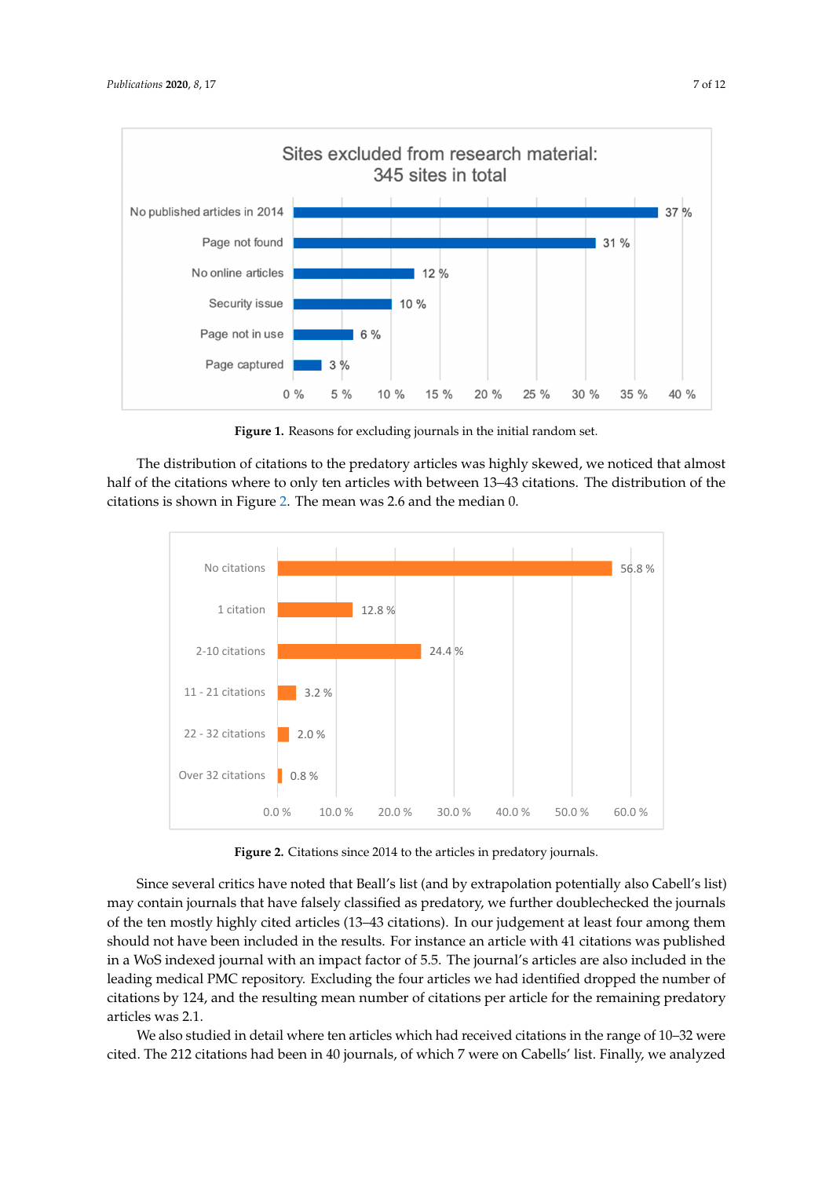**Figure 1.** Reasons for excluding journals in the initial random set.

The distribution of citations to the predatory articles was highly skewed, we noticed that almost half of the citations where to only ten articles with between 13–43 citations. The distribution of the citations is shown in Figure 2. The mean was 2.6 and the median 0.

**Figure 2.** Citations since 2014 to the articles in predatory journals.

Since several critics have noted that Beall's list (and by extrapolation potentially also Cabell's list) may contain journals that have falsely classified as predatory, we further doublechecked the journals of the ten mostly highly cited articles (13–43 citations). In our judgement at least four among them should not have been included in the results. For instance an article with 41 citations was published in a WoS indexed journal with an impact factor of 5.5. The journal's articles are also included in the leading medical PMC repository. Excluding the four articles we had identified dropped the number of citations by 124, and the resulting mean number of citations per article for the remaining predatory articles was 2.1.

We also studied in detail where ten articles which had received citations in the range of 10–32 were cited. The 212 citations had been in 40 journals, of which 7 were on Cabells' list. Finally, we analyzed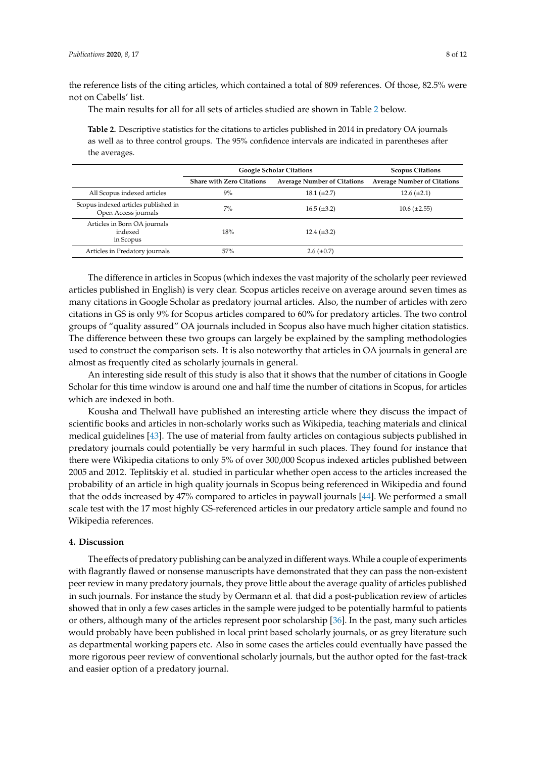the reference lists of the citing articles, which contained a total of 809 references. Of those, 82.5% were not on Cabells' list.

The main results for all for all sets of articles studied are shown in Table 2 below.

**Table 2.** Descriptive statistics for the citations to articles published in 2014 in predatory OA journals as well as to three control groups. The 95% confidence intervals are indicated in parentheses after the averages.

| | Google Scholar Citations | | Scopus Citations |
|---|---|---|---|
| | **Share with Zero Citations** | **Average Number of Citations** | **Average Number of Citations** |
| All Scopus indexed articles | 9% | 18.1 (±2.7) | 12.6 (±2.1) |
| Scopus indexed articles published in Open Access journals | 7% | 16.5 (±3.2) | 10.6 (±2.55) |
| Articles in Born OA journals indexed in Scopus | 18% | 12.4 (±3.2) | |
| Articles in Predatory journals | 57% | 2.6 (±0.7) | |

The difference in articles in Scopus (which indexes the vast majority of the scholarly peer reviewed articles published in English) is very clear. Scopus articles receive on average around seven times as many citations in Google Scholar as predatory journal articles. Also, the number of articles with zero citations in GS is only 9% for Scopus articles compared to 60% for predatory articles. The two control groups of "quality assured" OA journals included in Scopus also have much higher citation statistics. The difference between these two groups can largely be explained by the sampling methodologies used to construct the comparison sets. It is also noteworthy that articles in OA journals in general are almost as frequently cited as scholarly journals in general.

An interesting side result of this study is also that it shows that the number of citations in Google Scholar for this time window is around one and half time the number of citations in Scopus, for articles which are indexed in both.

Kousha and Thelwall have published an interesting article where they discuss the impact of scientific books and articles in non-scholarly works such as Wikipedia, teaching materials and clinical medical guidelines [43]. The use of material from faulty articles on contagious subjects published in predatory journals could potentially be very harmful in such places. They found for instance that there were Wikipedia citations to only 5% of over 300,000 Scopus indexed articles published between 2005 and 2012. Teplitskiy et al. studied in particular whether open access to the articles increased the probability of an article in high quality journals in Scopus being referenced in Wikipedia and found that the odds increased by 47% compared to articles in paywall journals [44]. We performed a small scale test with the 17 most highly GS-referenced articles in our predatory article sample and found no Wikipedia references.

## 4. Discussion

The effects of predatory publishing can be analyzed in different ways. While a couple of experiments with flagrantly flawed or nonsense manuscripts have demonstrated that they can pass the non-existent peer review in many predatory journals, they prove little about the average quality of articles published in such journals. For instance the study by Oermann et al. that did a post-publication review of articles showed that in only a few cases articles in the sample were judged to be potentially harmful to patients or others, although many of the articles represent poor scholarship [36]. In the past, many such articles would probably have been published in local print based scholarly journals, or as grey literature such as departmental working papers etc. Also in some cases the articles could eventually have passed the more rigorous peer review of conventional scholarly journals, but the author opted for the fast-track and easier option of a predatory journal.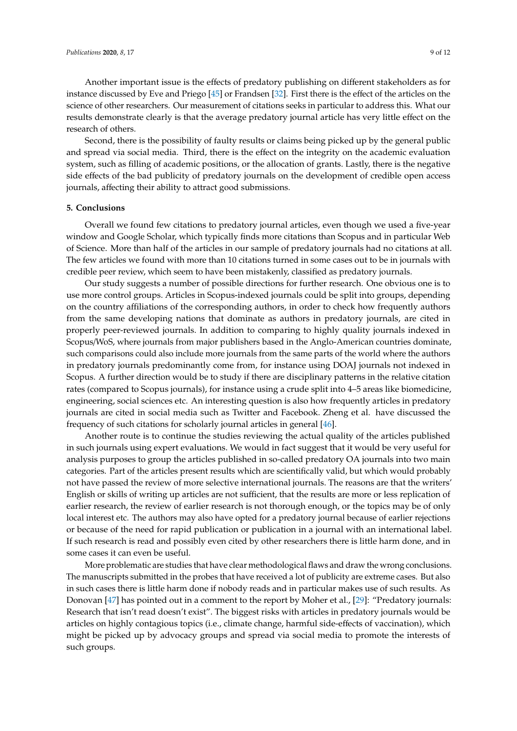Another important issue is the effects of predatory publishing on different stakeholders as for instance discussed by Eve and Priego [45] or Frandsen [32]. First there is the effect of the articles on the science of other researchers. Our measurement of citations seeks in particular to address this. What our results demonstrate clearly is that the average predatory journal article has very little effect on the research of others.

Second, there is the possibility of faulty results or claims being picked up by the general public and spread via social media. Third, there is the effect on the integrity on the academic evaluation system, such as filling of academic positions, or the allocation of grants. Lastly, there is the negative side effects of the bad publicity of predatory journals on the development of credible open access journals, affecting their ability to attract good submissions.

## 5. Conclusions

Overall we found few citations to predatory journal articles, even though we used a five-year window and Google Scholar, which typically finds more citations than Scopus and in particular Web of Science. More than half of the articles in our sample of predatory journals had no citations at all. The few articles we found with more than 10 citations turned in some cases out to be in journals with credible peer review, which seem to have been mistakenly, classified as predatory journals.

Our study suggests a number of possible directions for further research. One obvious one is to use more control groups. Articles in Scopus-indexed journals could be split into groups, depending on the country affiliations of the corresponding authors, in order to check how frequently authors from the same developing nations that dominate as authors in predatory journals, are cited in properly peer-reviewed journals. In addition to comparing to highly quality journals indexed in Scopus/WoS, where journals from major publishers based in the Anglo-American countries dominate, such comparisons could also include more journals from the same parts of the world where the authors in predatory journals predominantly come from, for instance using DOAJ journals not indexed in Scopus. A further direction would be to study if there are disciplinary patterns in the relative citation rates (compared to Scopus journals), for instance using a crude split into 4–5 areas like biomedicine, engineering, social sciences etc. An interesting question is also how frequently articles in predatory journals are cited in social media such as Twitter and Facebook. Zheng et al. have discussed the frequency of such citations for scholarly journal articles in general [46].

Another route is to continue the studies reviewing the actual quality of the articles published in such journals using expert evaluations. We would in fact suggest that it would be very useful for analysis purposes to group the articles published in so-called predatory OA journals into two main categories. Part of the articles present results which are scientifically valid, but which would probably not have passed the review of more selective international journals. The reasons are that the writers' English or skills of writing up articles are not sufficient, that the results are more or less replication of earlier research, the review of earlier research is not thorough enough, or the topics may be of only local interest etc. The authors may also have opted for a predatory journal because of earlier rejections or because of the need for rapid publication or publication in a journal with an international label. If such research is read and possibly even cited by other researchers there is little harm done, and in some cases it can even be useful.

More problematic are studies that have clear methodological flaws and draw the wrong conclusions. The manuscripts submitted in the probes that have received a lot of publicity are extreme cases. But also in such cases there is little harm done if nobody reads and in particular makes use of such results. As Donovan [47] has pointed out in a comment to the report by Moher et al., [29]: "Predatory journals: Research that isn't read doesn't exist". The biggest risks with articles in predatory journals would be articles on highly contagious topics (i.e., climate change, harmful side-effects of vaccination), which might be picked up by advocacy groups and spread via social media to promote the interests of such groups.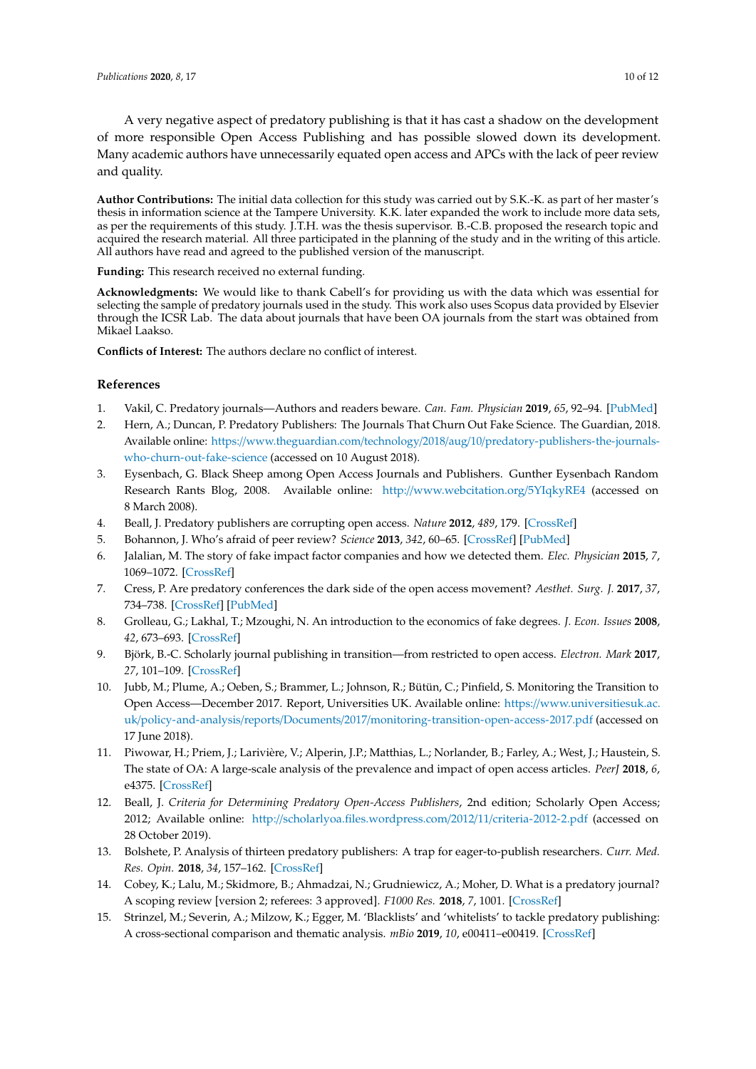A very negative aspect of predatory publishing is that it has cast a shadow on the development of more responsible Open Access Publishing and has possible slowed down its development. Many academic authors have unnecessarily equated open access and APCs with the lack of peer review and quality.

**Author Contributions:** The initial data collection for this study was carried out by S.K.-K. as part of her master's thesis in information science at the Tampere University. K.K. later expanded the work to include more data sets, as per the requirements of this study. J.T.H. was the thesis supervisor. B.-C.B. proposed the research topic and acquired the research material. All three participated in the planning of the study and in the writing of this article. All authors have read and agreed to the published version of the manuscript.

**Funding:** This research received no external funding.

**Acknowledgments:** We would like to thank Cabell's for providing us with the data which was essential for selecting the sample of predatory journals used in the study. This work also uses Scopus data provided by Elsevier through the ICSR Lab. The data about journals that have been OA journals from the start was obtained from Mikael Laakso.

**Conflicts of Interest:** The authors declare no conflict of interest.

## References

1. Vakil, C. Predatory journals—Authors and readers beware. *Can. Fam. Physician* **2019**, *65*, 92–94. [PubMed]
2. Hern, A.; Duncan, P. Predatory Publishers: The Journals That Churn Out Fake Science. The Guardian, 2018. Available online: https://www.theguardian.com/technology/2018/aug/10/predatory-publishers-the-journals-who-churn-out-fake-science (accessed on 10 August 2018).
3. Eysenbach, G. Black Sheep among Open Access Journals and Publishers. Gunther Eysenbach Random Research Rants Blog, 2008. Available online: http://www.webcitation.org/5YIqkyRE4 (accessed on 8 March 2008).
4. Beall, J. Predatory publishers are corrupting open access. *Nature* **2012**, *489*, 179. [CrossRef]
5. Bohannon, J. Who's afraid of peer review? *Science* **2013**, *342*, 60–65. [CrossRef] [PubMed]
6. Jalalian, M. The story of fake impact factor companies and how we detected them. *Elec. Physician* **2015**, *7*, 1069–1072. [CrossRef]
7. Cress, P. Are predatory conferences the dark side of the open access movement? *Aesthet. Surg. J.* **2017**, *37*, 734–738. [CrossRef] [PubMed]
8. Grolleau, G.; Lakhal, T.; Mzoughi, N. An introduction to the economics of fake degrees. *J. Econ. Issues* **2008**, *42*, 673–693. [CrossRef]
9. Björk, B.-C. Scholarly journal publishing in transition—from restricted to open access. *Electron. Mark* **2017**, *27*, 101–109. [CrossRef]
10. Jubb, M.; Plume, A.; Oeben, S.; Brammer, L.; Johnson, R.; Bütün, C.; Pinfield, S. Monitoring the Transition to Open Access—December 2017. Report, Universities UK. Available online: https://www.universitiesuk.ac.uk/policy-and-analysis/reports/Documents/2017/monitoring-transition-open-access-2017.pdf (accessed on 17 June 2018).
11. Piwowar, H.; Priem, J.; Larivière, V.; Alperin, J.P.; Matthias, L.; Norlander, B.; Farley, A.; West, J.; Haustein, S. The state of OA: A large-scale analysis of the prevalence and impact of open access articles. *PeerJ* **2018**, *6*, e4375. [CrossRef]
12. Beall, J. *Criteria for Determining Predatory Open-Access Publishers*, 2nd edition; Scholarly Open Access; 2012; Available online: http://scholarlyoa.files.wordpress.com/2012/11/criteria-2012-2.pdf (accessed on 28 October 2019).
13. Bolshete, P. Analysis of thirteen predatory publishers: A trap for eager-to-publish researchers. *Curr. Med. Res. Opin.* **2018**, *34*, 157–162. [CrossRef]
14. Cobey, K.; Lalu, M.; Skidmore, B.; Ahmadzai, N.; Grudniewicz, A.; Moher, D. What is a predatory journal? A scoping review [version 2; referees: 3 approved]. *F1000 Res.* **2018**, *7*, 1001. [CrossRef]
15. Strinzel, M.; Severin, A.; Milzow, K.; Egger, M. 'Blacklists' and 'whitelists' to tackle predatory publishing: A cross-sectional comparison and thematic analysis. *mBio* **2019**, *10*, e00411–e00419. [CrossRef]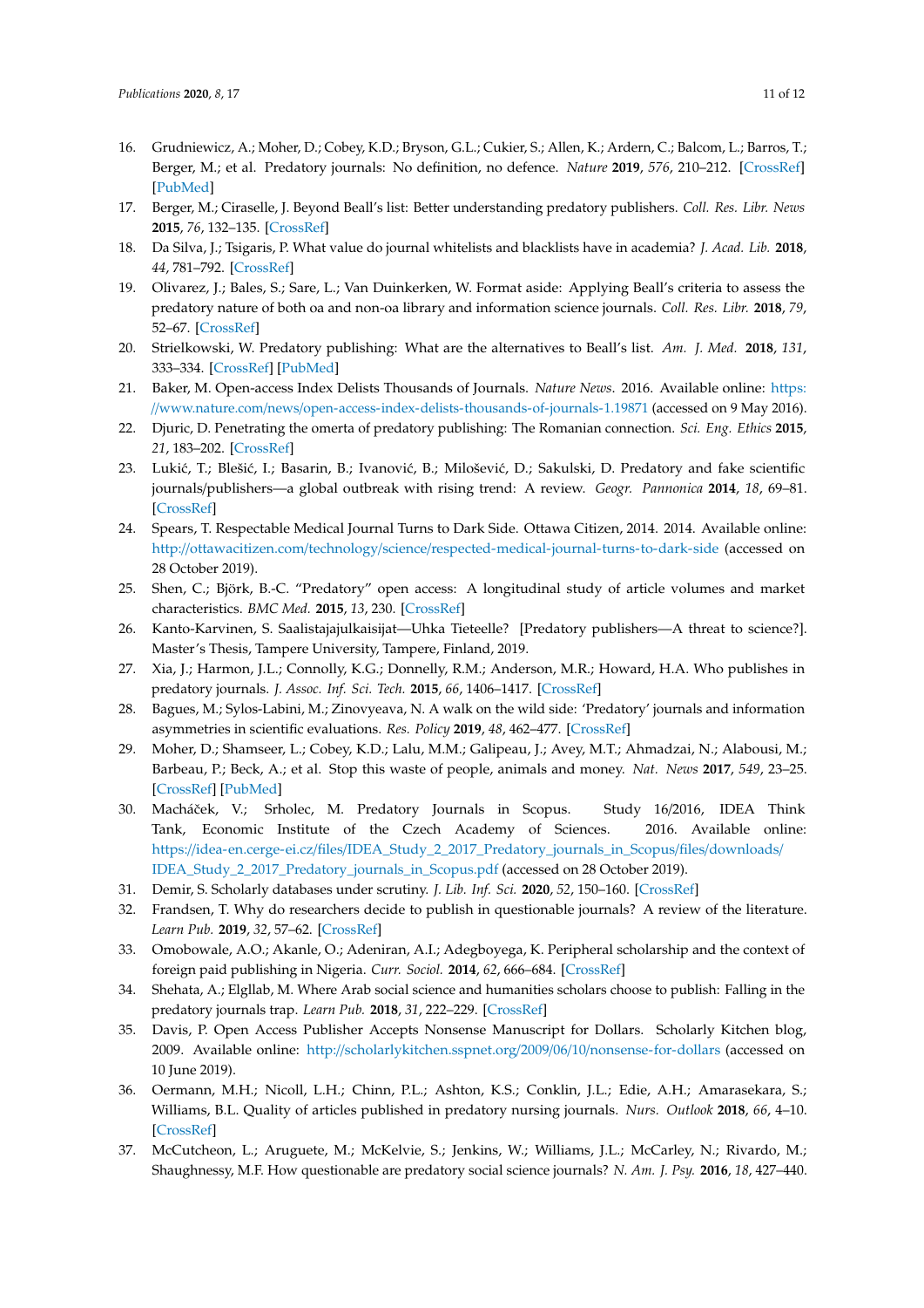16. Grudniewicz, A.; Moher, D.; Cobey, K.D.; Bryson, G.L.; Cukier, S.; Allen, K.; Ardern, C.; Balcom, L.; Barros, T.; Berger, M.; et al. Predatory journals: No definition, no defence. *Nature* **2019**, *576*, 210–212. [CrossRef] [PubMed]
17. Berger, M.; Ciraselle, J. Beyond Beall's list: Better understanding predatory publishers. *Coll. Res. Libr. News* **2015**, *76*, 132–135. [CrossRef]
18. Da Silva, J.; Tsigaris, P. What value do journal whitelists and blacklists have in academia? *J. Acad. Lib.* **2018**, *44*, 781–792. [CrossRef]
19. Olivarez, J.; Bales, S.; Sare, L.; Van Duinkerken, W. Format aside: Applying Beall's criteria to assess the predatory nature of both oa and non-oa library and information science journals. *Coll. Res. Libr.* **2018**, *79*, 52–67. [CrossRef]
20. Strielkowski, W. Predatory publishing: What are the alternatives to Beall's list. *Am. J. Med.* **2018**, *131*, 333–334. [CrossRef] [PubMed]
21. Baker, M. Open-access Index Delists Thousands of Journals. *Nature News*. 2016. Available online: https://www.nature.com/news/open-access-index-delists-thousands-of-journals-1.19871 (accessed on 9 May 2016).
22. Djuric, D. Penetrating the omerta of predatory publishing: The Romanian connection. *Sci. Eng. Ethics* **2015**, *21*, 183–202. [CrossRef]
23. Lukić, T.; Blešić, I.; Basarin, B.; Ivanović, B.; Milošević, D.; Sakulski, D. Predatory and fake scientific journals/publishers—a global outbreak with rising trend: A review. *Geogr. Pannonica* **2014**, *18*, 69–81. [CrossRef]
24. Spears, T. Respectable Medical Journal Turns to Dark Side. Ottawa Citizen, 2014. 2014. Available online: http://ottawacitizen.com/technology/science/respected-medical-journal-turns-to-dark-side (accessed on 28 October 2019).
25. Shen, C.; Björk, B.-C. "Predatory" open access: A longitudinal study of article volumes and market characteristics. *BMC Med.* **2015**, *13*, 230. [CrossRef]
26. Kanto-Karvinen, S. Saalistajajulkaisijat—Uhka Tieteelle? [Predatory publishers—A threat to science?]. Master's Thesis, Tampere University, Tampere, Finland, 2019.
27. Xia, J.; Harmon, J.L.; Connolly, K.G.; Donnelly, R.M.; Anderson, M.R.; Howard, H.A. Who publishes in predatory journals. *J. Assoc. Inf. Sci. Tech.* **2015**, *66*, 1406–1417. [CrossRef]
28. Bagues, M.; Sylos-Labini, M.; Zinovyeava, N. A walk on the wild side: 'Predatory' journals and information asymmetries in scientific evaluations. *Res. Policy* **2019**, *48*, 462–477. [CrossRef]
29. Moher, D.; Shamseer, L.; Cobey, K.D.; Lalu, M.M.; Galipeau, J.; Avey, M.T.; Ahmadzai, N.; Alabousi, M.; Barbeau, P.; Beck, A.; et al. Stop this waste of people, animals and money. *Nat. News* **2017**, *549*, 23–25. [CrossRef] [PubMed]
30. Macháček, V.; Srholec, M. Predatory Journals in Scopus. Study 16/2016, IDEA Think Tank, Economic Institute of the Czech Academy of Sciences. 2016. Available online: https://idea-en.cerge-ei.cz/files/IDEA_Study_2_2017_Predatory_journals_in_Scopus/files/downloads/IDEA_Study_2_2017_Predatory_journals_in_Scopus.pdf (accessed on 28 October 2019).
31. Demir, S. Scholarly databases under scrutiny. *J. Lib. Inf. Sci.* **2020**, *52*, 150–160. [CrossRef]
32. Frandsen, T. Why do researchers decide to publish in questionable journals? A review of the literature. *Learn Pub.* **2019**, *32*, 57–62. [CrossRef]
33. Omobowale, A.O.; Akanle, O.; Adeniran, A.I.; Adegboyega, K. Peripheral scholarship and the context of foreign paid publishing in Nigeria. *Curr. Sociol.* **2014**, *62*, 666–684. [CrossRef]
34. Shehata, A.; Elgllab, M. Where Arab social science and humanities scholars choose to publish: Falling in the predatory journals trap. *Learn Pub.* **2018**, *31*, 222–229. [CrossRef]
35. Davis, P. Open Access Publisher Accepts Nonsense Manuscript for Dollars. Scholarly Kitchen blog, 2009. Available online: http://scholarlykitchen.sspnet.org/2009/06/10/nonsense-for-dollars (accessed on 10 June 2019).
36. Oermann, M.H.; Nicoll, L.H.; Chinn, P.L.; Ashton, K.S.; Conklin, J.L.; Edie, A.H.; Amarasekara, S.; Williams, B.L. Quality of articles published in predatory nursing journals. *Nurs. Outlook* **2018**, *66*, 4–10. [CrossRef]
37. McCutcheon, L.; Aruguete, M.; McKelvie, S.; Jenkins, W.; Williams, J.L.; McCarley, N.; Rivardo, M.; Shaughnessy, M.F. How questionable are predatory social science journals? *N. Am. J. Psy.* **2016**, *18*, 427–440.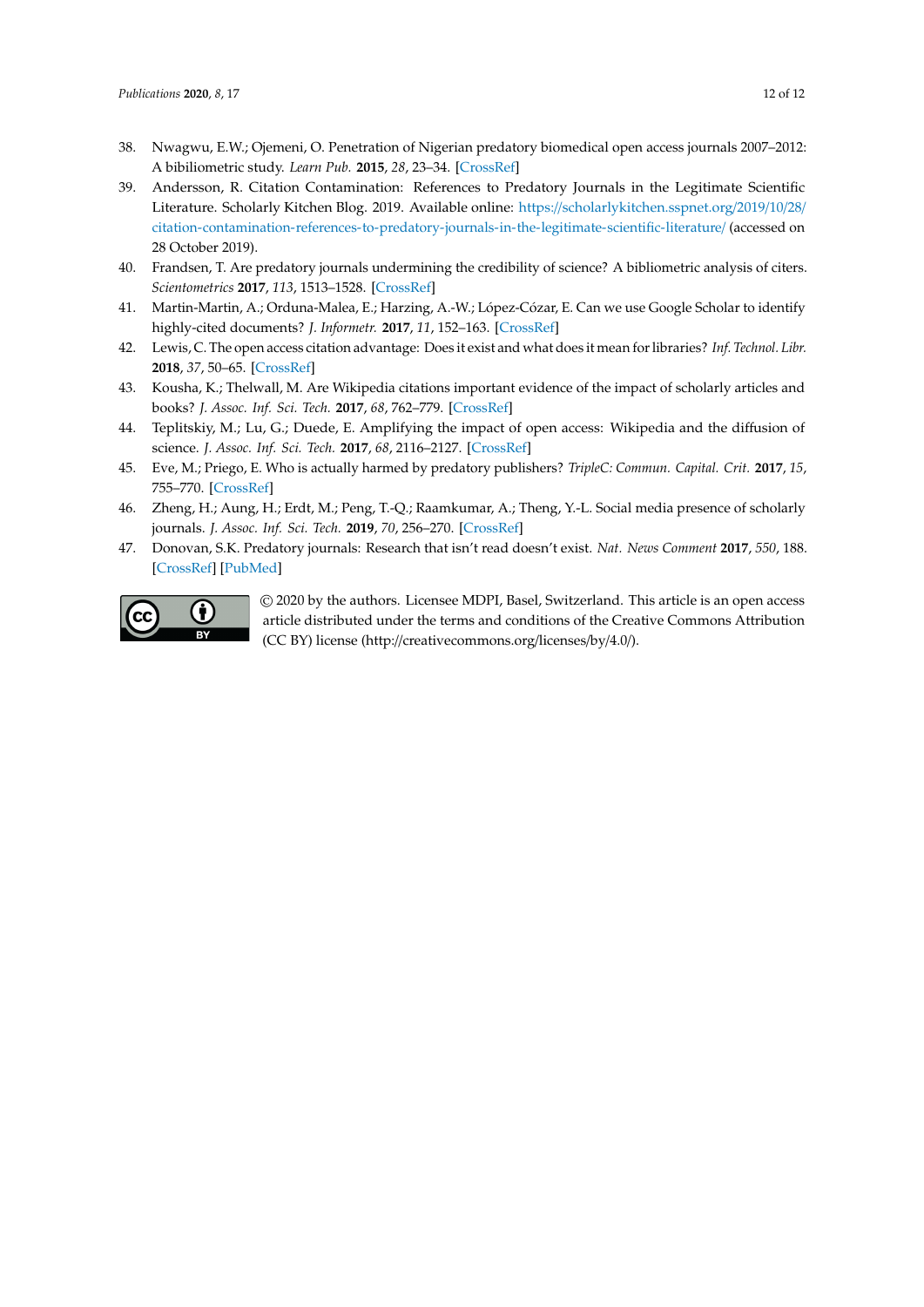38. Nwagwu, E.W.; Ojemeni, O. Penetration of Nigerian predatory biomedical open access journals 2007–2012: A bibiliometric study. *Learn Pub.* **2015**, *28*, 23–34. [CrossRef]
39. Andersson, R. Citation Contamination: References to Predatory Journals in the Legitimate Scientific Literature. Scholarly Kitchen Blog. 2019. Available online: https://scholarlykitchen.sspnet.org/2019/10/28/citation-contamination-references-to-predatory-journals-in-the-legitimate-scientific-literature/ (accessed on 28 October 2019).
40. Frandsen, T. Are predatory journals undermining the credibility of science? A bibliometric analysis of citers. *Scientometrics* **2017**, *113*, 1513–1528. [CrossRef]
41. Martin-Martin, A.; Orduna-Malea, E.; Harzing, A.-W.; López-Cózar, E. Can we use Google Scholar to identify highly-cited documents? *J. Informetr.* **2017**, *11*, 152–163. [CrossRef]
42. Lewis, C. The open access citation advantage: Does it exist and what does it mean for libraries? *Inf. Technol. Libr.* **2018**, *37*, 50–65. [CrossRef]
43. Kousha, K.; Thelwall, M. Are Wikipedia citations important evidence of the impact of scholarly articles and books? *J. Assoc. Inf. Sci. Tech.* **2017**, *68*, 762–779. [CrossRef]
44. Teplitskiy, M.; Lu, G.; Duede, E. Amplifying the impact of open access: Wikipedia and the diffusion of science. *J. Assoc. Inf. Sci. Tech.* **2017**, *68*, 2116–2127. [CrossRef]
45. Eve, M.; Priego, E. Who is actually harmed by predatory publishers? *TripleC: Commun. Capital. Crit.* **2017**, *15*, 755–770. [CrossRef]
46. Zheng, H.; Aung, H.; Erdt, M.; Peng, T.-Q.; Raamkumar, A.; Theng, Y.-L. Social media presence of scholarly journals. *J. Assoc. Inf. Sci. Tech.* **2019**, *70*, 256–270. [CrossRef]
47. Donovan, S.K. Predatory journals: Research that isn't read doesn't exist. *Nat. News Comment* **2017**, *550*, 188. [CrossRef] [PubMed]

© 2020 by the authors. Licensee MDPI, Basel, Switzerland. This article is an open access article distributed under the terms and conditions of the Creative Commons Attribution (CC BY) license (http://creativecommons.org/licenses/by/4.0/).